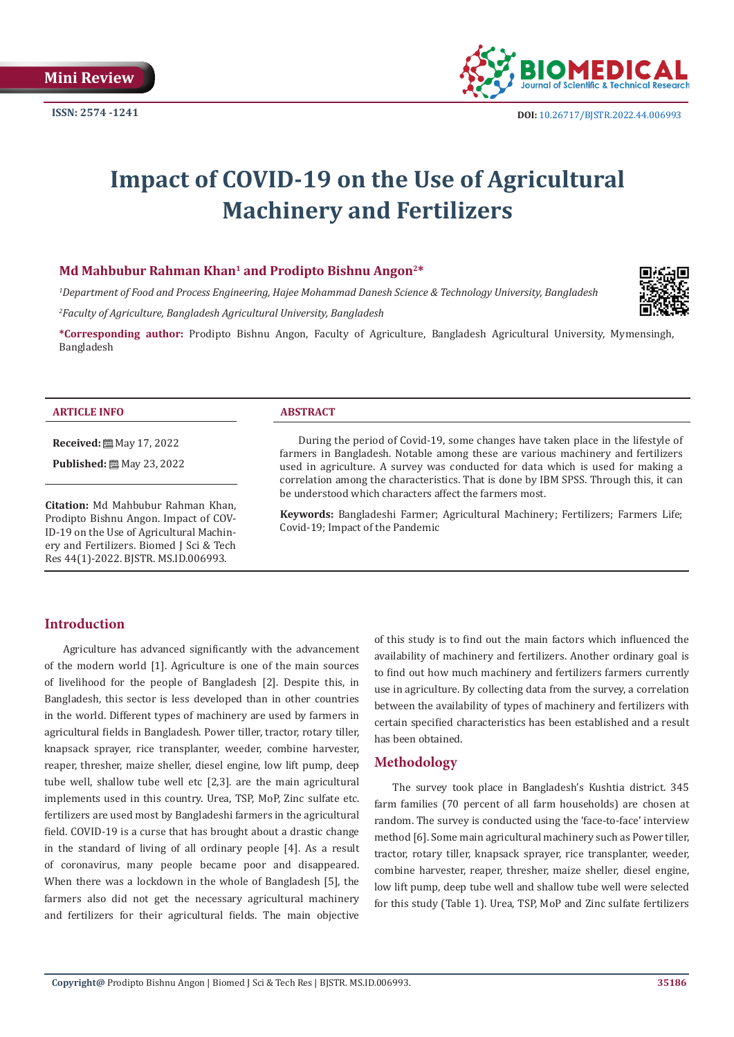Mini Review

ISSN: 2574 -1241

DOI: 10.26717/BJSTR.2022.44.006993

# Impact of COVID-19 on the Use of Agricultural Machinery and Fertilizers

**Md Mahbubur Rahman Khan[1] and Prodipto Bishnu Angon[2]***

*[1]Department of Food and Process Engineering, Hajee Mohammad Danesh Science & Technology University, Bangladesh*

*[2]Faculty of Agriculture, Bangladesh Agricultural University, Bangladesh*

***Corresponding author:** Prodipto Bishnu Angon, Faculty of Agriculture, Bangladesh Agricultural University, Mymensingh, Bangladesh

### ARTICLE INFO

**Received:** May 17, 2022

**Published:** May 23, 2022

**Citation:** Md Mahbubur Rahman Khan, Prodipto Bishnu Angon. Impact of COVID-19 on the Use of Agricultural Machinery and Fertilizers. Biomed J Sci & Tech Res 44(1)-2022. BJSTR. MS.ID.006993.

### ABSTRACT

During the period of Covid-19, some changes have taken place in the lifestyle of farmers in Bangladesh. Notable among these are various machinery and fertilizers used in agriculture. A survey was conducted for data which is used for making a correlation among the characteristics. That is done by IBM SPSS. Through this, it can be understood which characters affect the farmers most.

**Keywords:** Bangladeshi Farmer; Agricultural Machinery; Fertilizers; Farmers Life; Covid-19; Impact of the Pandemic

## Introduction

Agriculture has advanced significantly with the advancement of the modern world [1]. Agriculture is one of the main sources of livelihood for the people of Bangladesh [2]. Despite this, in Bangladesh, this sector is less developed than in other countries in the world. Different types of machinery are used by farmers in agricultural fields in Bangladesh. Power tiller, tractor, rotary tiller, knapsack sprayer, rice transplanter, weeder, combine harvester, reaper, thresher, maize sheller, diesel engine, low lift pump, deep tube well, shallow tube well etc [2,3]. are the main agricultural implements used in this country. Urea, TSP, MoP, Zinc sulfate etc. fertilizers are used most by Bangladeshi farmers in the agricultural field. COVID-19 is a curse that has brought about a drastic change in the standard of living of all ordinary people [4]. As a result of coronavirus, many people became poor and disappeared. When there was a lockdown in the whole of Bangladesh [5], the farmers also did not get the necessary agricultural machinery and fertilizers for their agricultural fields. The main objective of this study is to find out the main factors which influenced the availability of machinery and fertilizers. Another ordinary goal is to find out how much machinery and fertilizers farmers currently use in agriculture. By collecting data from the survey, a correlation between the availability of types of machinery and fertilizers with certain specified characteristics has been established and a result has been obtained.

## Methodology

The survey took place in Bangladesh's Kushtia district. 345 farm families (70 percent of all farm households) are chosen at random. The survey is conducted using the 'face-to-face' interview method [6]. Some main agricultural machinery such as Power tiller, tractor, rotary tiller, knapsack sprayer, rice transplanter, weeder, combine harvester, reaper, thresher, maize sheller, diesel engine, low lift pump, deep tube well and shallow tube well were selected for this study (Table 1). Urea, TSP, MoP and Zinc sulfate fertilizers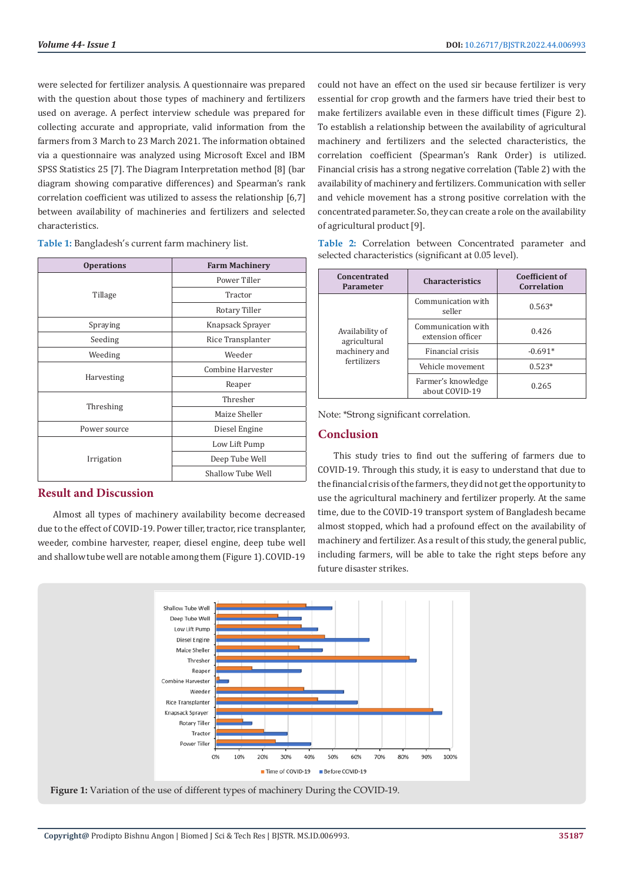were selected for fertilizer analysis. A questionnaire was prepared with the question about those types of machinery and fertilizers used on average. A perfect interview schedule was prepared for collecting accurate and appropriate, valid information from the farmers from 3 March to 23 March 2021. The information obtained via a questionnaire was analyzed using Microsoft Excel and IBM SPSS Statistics 25 [7]. The Diagram Interpretation method [8] (bar diagram showing comparative differences) and Spearman's rank correlation coefficient was utilized to assess the relationship [6,7] between availability of machineries and fertilizers and selected characteristics.

**Table 1:** Bangladesh's current farm machinery list.

| Operations | Farm Machinery |
|---|---|
| Tillage | Power Tiller |
| | Tractor |
| | Rotary Tiller |
| Spraying | Knapsack Sprayer |
| Seeding | Rice Transplanter |
| Weeding | Weeder |
| Harvesting | Combine Harvester |
| | Reaper |
| Threshing | Thresher |
| | Maize Sheller |
| Power source | Diesel Engine |
| Irrigation | Low Lift Pump |
| | Deep Tube Well |
| | Shallow Tube Well |

## Result and Discussion

Almost all types of machinery availability become decreased due to the effect of COVID-19. Power tiller, tractor, rice transplanter, weeder, combine harvester, reaper, diesel engine, deep tube well and shallow tube well are notable among them (Figure 1). COVID-19 could not have an effect on the used sir because fertilizer is very essential for crop growth and the farmers have tried their best to make fertilizers available even in these difficult times (Figure 2). To establish a relationship between the availability of agricultural machinery and fertilizers and the selected characteristics, the correlation coefficient (Spearman's Rank Order) is utilized. Financial crisis has a strong negative correlation (Table 2) with the availability of machinery and fertilizers. Communication with seller and vehicle movement has a strong positive correlation with the concentrated parameter. So, they can create a role on the availability of agricultural product [9].

**Table 2:** Correlation between Concentrated parameter and selected characteristics (significant at 0.05 level).

| Concentrated Parameter | Characteristics | Coefficient of Correlation |
|---|---|---|
| Availability of agricultural machinery and fertilizers | Communication with seller | 0.563* |
| | Communication with extension officer | 0.426 |
| | Financial crisis | -0.691* |
| | Vehicle movement | 0.523* |
| | Farmer's knowledge about COVID-19 | 0.265 |

Note: *Strong significant correlation.

## Conclusion

This study tries to find out the suffering of farmers due to COVID-19. Through this study, it is easy to understand that due to the financial crisis of the farmers, they did not get the opportunity to use the agricultural machinery and fertilizer properly. At the same time, due to the COVID-19 transport system of Bangladesh became almost stopped, which had a profound effect on the availability of machinery and fertilizer. As a result of this study, the general public, including farmers, will be able to take the right steps before any future disaster strikes.

**Figure 1:** Variation of the use of different types of machinery During the COVID-19.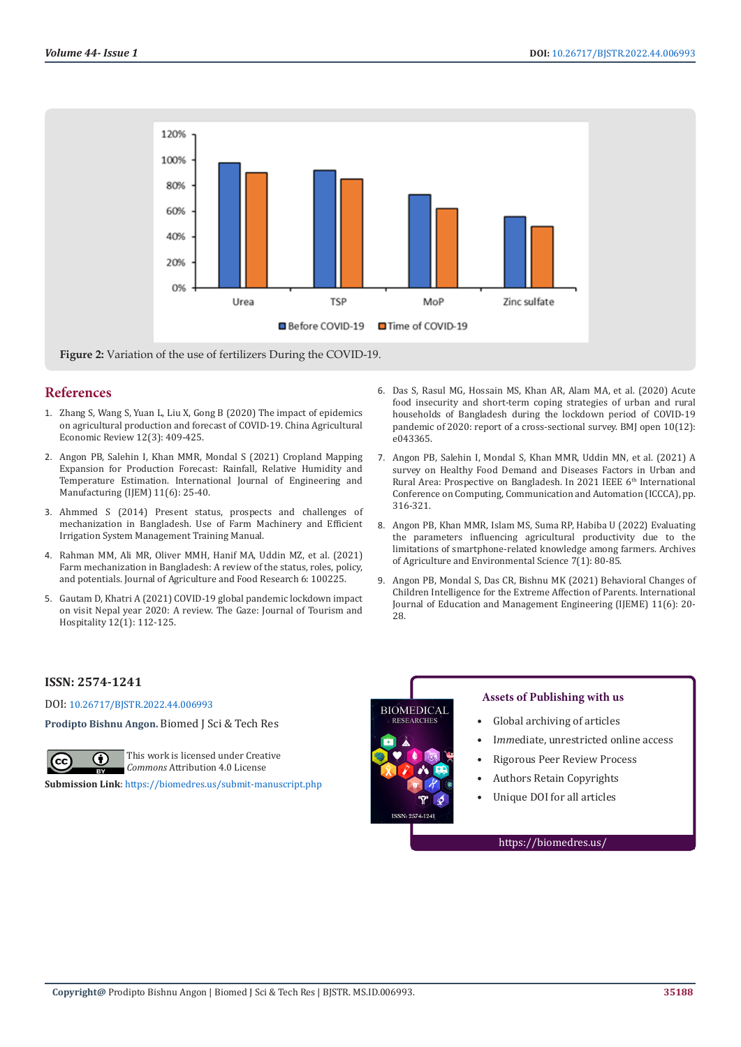120%
100%
80%
60%
40%
20%
0%

Urea
TSP
MoP
Zinc sulfate

Before COVID-19
Time of COVID-19

**Figure 2:** Variation of the use of fertilizers During the COVID-19.

## References

1. Zhang S, Wang S, Yuan L, Liu X, Gong B (2020) The impact of epidemics on agricultural production and forecast of COVID-19. China Agricultural Economic Review 12(3): 409-425.
2. Angon PB, Salehin I, Khan MMR, Mondal S (2021) Cropland Mapping Expansion for Production Forecast: Rainfall, Relative Humidity and Temperature Estimation. International Journal of Engineering and Manufacturing (IJEM) 11(6): 25-40.
3. Ahmmed S (2014) Present status, prospects and challenges of mechanization in Bangladesh. Use of Farm Machinery and Efficient Irrigation System Management Training Manual.
4. Rahman MM, Ali MR, Oliver MMH, Hanif MA, Uddin MZ, et al. (2021) Farm mechanization in Bangladesh: A review of the status, roles, policy, and potentials. Journal of Agriculture and Food Research 6: 100225.
5. Gautam D, Khatri A (2021) COVID-19 global pandemic lockdown impact on visit Nepal year 2020: A review. The Gaze: Journal of Tourism and Hospitality 12(1): 112-125.
6. Das S, Rasul MG, Hossain MS, Khan AR, Alam MA, et al. (2020) Acute food insecurity and short-term coping strategies of urban and rural households of Bangladesh during the lockdown period of COVID-19 pandemic of 2020: report of a cross-sectional survey. BMJ open 10(12): e043365.
7. Angon PB, Salehin I, Mondal S, Khan MMR, Uddin MN, et al. (2021) A survey on Healthy Food Demand and Diseases Factors in Urban and Rural Area: Prospective on Bangladesh. In 2021 IEEE 6th International Conference on Computing, Communication and Automation (ICCCA), pp. 316-321.
8. Angon PB, Khan MMR, Islam MS, Suma RP, Habiba U (2022) Evaluating the parameters influencing agricultural productivity due to the limitations of smartphone-related knowledge among farmers. Archives of Agriculture and Environmental Science 7(1): 80-85.
9. Angon PB, Mondal S, Das CR, Bishnu MK (2021) Behavioral Changes of Children Intelligence for the Extreme Affection of Parents. International Journal of Education and Management Engineering (IJEME) 11(6): 20-28.

**ISSN: 2574-1241**

DOI: 10.26717/BJSTR.2022.44.006993

**Prodipto Bishnu Angon.** Biomed J Sci & Tech Res

This work is licensed under Creative *Commons* Attribution 4.0 License

**Submission Link**: https://biomedres.us/submit-manuscript.php

**Assets of Publishing with us**

- Global archiving of articles
- Immediate, unrestricted online access
- Rigorous Peer Review Process
- Authors Retain Copyrights
- Unique DOI for all articles

https://biomedres.us/